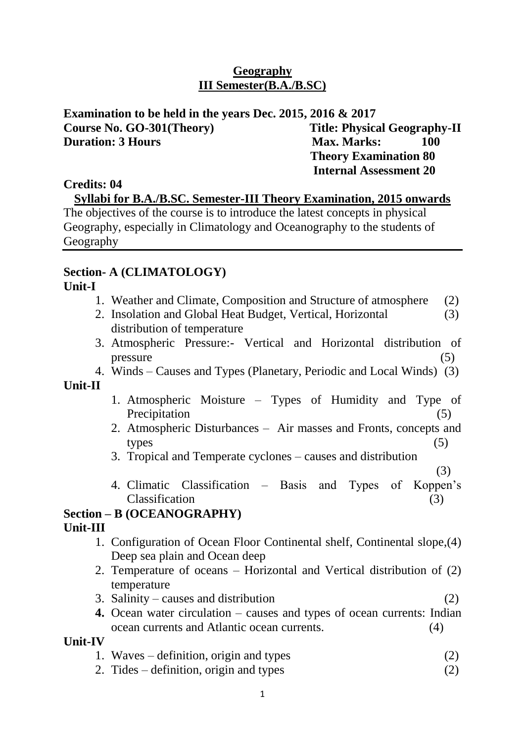# Geography

## III Semester(B.A./B.SC)

**Examination to be held in the years Dec. 2015, 2016 & 2017**

**Course No. GO-301(Theory)** **Title: Physical Geography-II**

**Duration: 3 Hours** **Max. Marks: 100**

**Theory Examination 80**

**Internal Assessment 20**

**Credits: 04**

**Syllabi for B.A./B.SC. Semester-III Theory Examination, 2015 onwards**

The objectives of the course is to introduce the latest concepts in physical Geography, especially in Climatology and Oceanography to the students of Geography

---

## Section- A (CLIMATOLOGY)

### Unit-I

1. Weather and Climate, Composition and Structure of atmosphere (2)
2. Insolation and Global Heat Budget, Vertical, Horizontal distribution of temperature (3)
3. Atmospheric Pressure:- Vertical and Horizontal distribution of pressure (5)
4. Winds – Causes and Types (Planetary, Periodic and Local Winds) (3)

### Unit-II

1. Atmospheric Moisture – Types of Humidity and Type of Precipitation (5)
2. Atmospheric Disturbances – Air masses and Fronts, concepts and types (5)
3. Tropical and Temperate cyclones – causes and distribution (3)
4. Climatic Classification – Basis and Types of Koppen's Classification (3)

## Section – B (OCEANOGRAPHY)

### Unit-III

1. Configuration of Ocean Floor Continental shelf, Continental slope, Deep sea plain and Ocean deep (4)
2. Temperature of oceans – Horizontal and Vertical distribution of temperature (2)
3. Salinity – causes and distribution (2)
4. Ocean water circulation – causes and types of ocean currents: Indian ocean currents and Atlantic ocean currents. (4)

### Unit-IV

1. Waves – definition, origin and types (2)
2. Tides – definition, origin and types (2)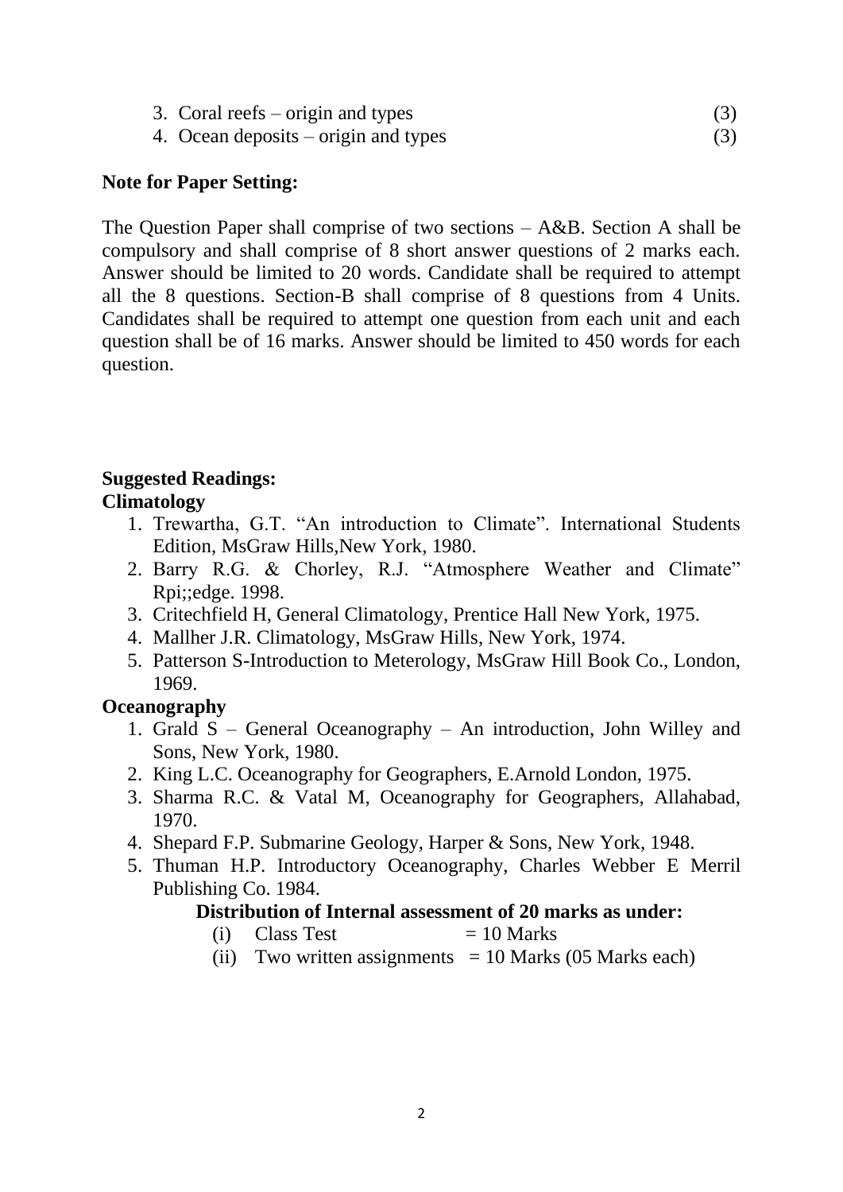3. Coral reefs – origin and types (3)
4. Ocean deposits – origin and types (3)

**Note for Paper Setting:**

The Question Paper shall comprise of two sections – A&B. Section A shall be compulsory and shall comprise of 8 short answer questions of 2 marks each. Answer should be limited to 20 words. Candidate shall be required to attempt all the 8 questions. Section-B shall comprise of 8 questions from 4 Units. Candidates shall be required to attempt one question from each unit and each question shall be of 16 marks. Answer should be limited to 450 words for each question.

**Suggested Readings:**

**Climatology**

1. Trewartha, G.T. "An introduction to Climate". International Students Edition, MsGraw Hills,New York, 1980.
2. Barry R.G. & Chorley, R.J. "Atmosphere Weather and Climate" Rpi;;edge. 1998.
3. Critechfield H, General Climatology, Prentice Hall New York, 1975.
4. Mallher J.R. Climatology, MsGraw Hills, New York, 1974.
5. Patterson S-Introduction to Meterology, MsGraw Hill Book Co., London, 1969.

**Oceanography**

1. Grald S – General Oceanography – An introduction, John Willey and Sons, New York, 1980.
2. King L.C. Oceanography for Geographers, E.Arnold London, 1975.
3. Sharma R.C. & Vatal M, Oceanography for Geographers, Allahabad, 1970.
4. Shepard F.P. Submarine Geology, Harper & Sons, New York, 1948.
5. Thuman H.P. Introductory Oceanography, Charles Webber E Merril Publishing Co. 1984.

**Distribution of Internal assessment of 20 marks as under:**

(i) Class Test = 10 Marks
(ii) Two written assignments = 10 Marks (05 Marks each)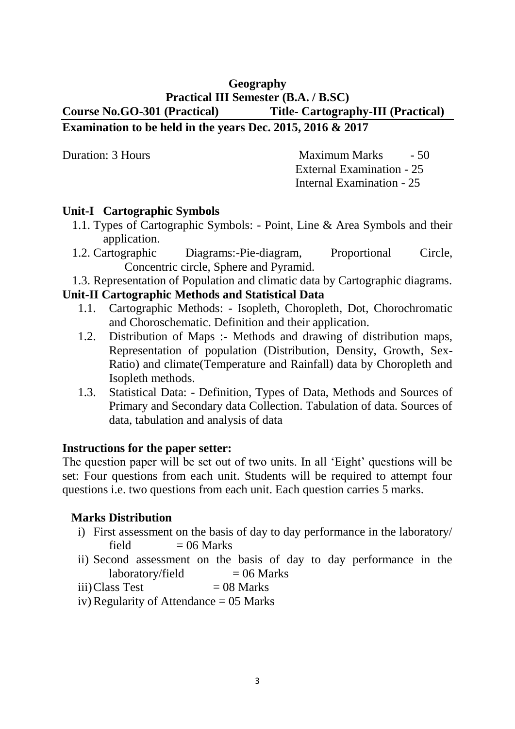# Geography

## Practical III Semester (B.A. / B.SC)

**Course No.GO-301 (Practical) Title- Cartography-III (Practical)**

**Examination to be held in the years Dec. 2015, 2016 & 2017**

Duration: 3 Hours

Maximum Marks - 50
External Examination - 25
Internal Examination - 25

### Unit-I Cartographic Symbols

1.1. Types of Cartographic Symbols: - Point, Line & Area Symbols and their application.

1.2. Cartographic Diagrams:-Pie-diagram, Proportional Circle, Concentric circle, Sphere and Pyramid.

1.3. Representation of Population and climatic data by Cartographic diagrams.

### Unit-II Cartographic Methods and Statistical Data

1.1. Cartographic Methods: - Isopleth, Choropleth, Dot, Chorochromatic and Choroschematic. Definition and their application.

1.2. Distribution of Maps :- Methods and drawing of distribution maps, Representation of population (Distribution, Density, Growth, Sex-Ratio) and climate(Temperature and Rainfall) data by Choropleth and Isopleth methods.

1.3. Statistical Data: - Definition, Types of Data, Methods and Sources of Primary and Secondary data Collection. Tabulation of data. Sources of data, tabulation and analysis of data

### Instructions for the paper setter:

The question paper will be set out of two units. In all 'Eight' questions will be set: Four questions from each unit. Students will be required to attempt four questions i.e. two questions from each unit. Each question carries 5 marks.

### Marks Distribution

i) First assessment on the basis of day to day performance in the laboratory/ field = 06 Marks

ii) Second assessment on the basis of day to day performance in the laboratory/field = 06 Marks

iii) Class Test = 08 Marks

iv) Regularity of Attendance = 05 Marks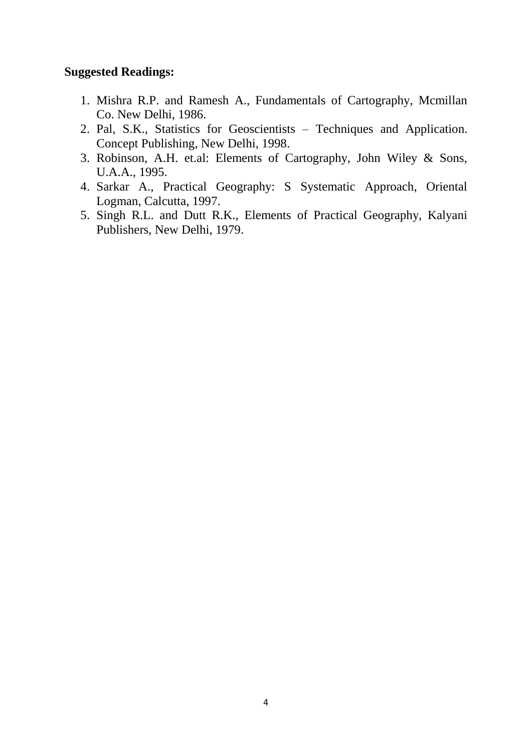**Suggested Readings:**

1. Mishra R.P. and Ramesh A., Fundamentals of Cartography, Mcmillan Co. New Delhi, 1986.
2. Pal, S.K., Statistics for Geoscientists – Techniques and Application. Concept Publishing, New Delhi, 1998.
3. Robinson, A.H. et.al: Elements of Cartography, John Wiley & Sons, U.A.A., 1995.
4. Sarkar A., Practical Geography: S Systematic Approach, Oriental Logman, Calcutta, 1997.
5. Singh R.L. and Dutt R.K., Elements of Practical Geography, Kalyani Publishers, New Delhi, 1979.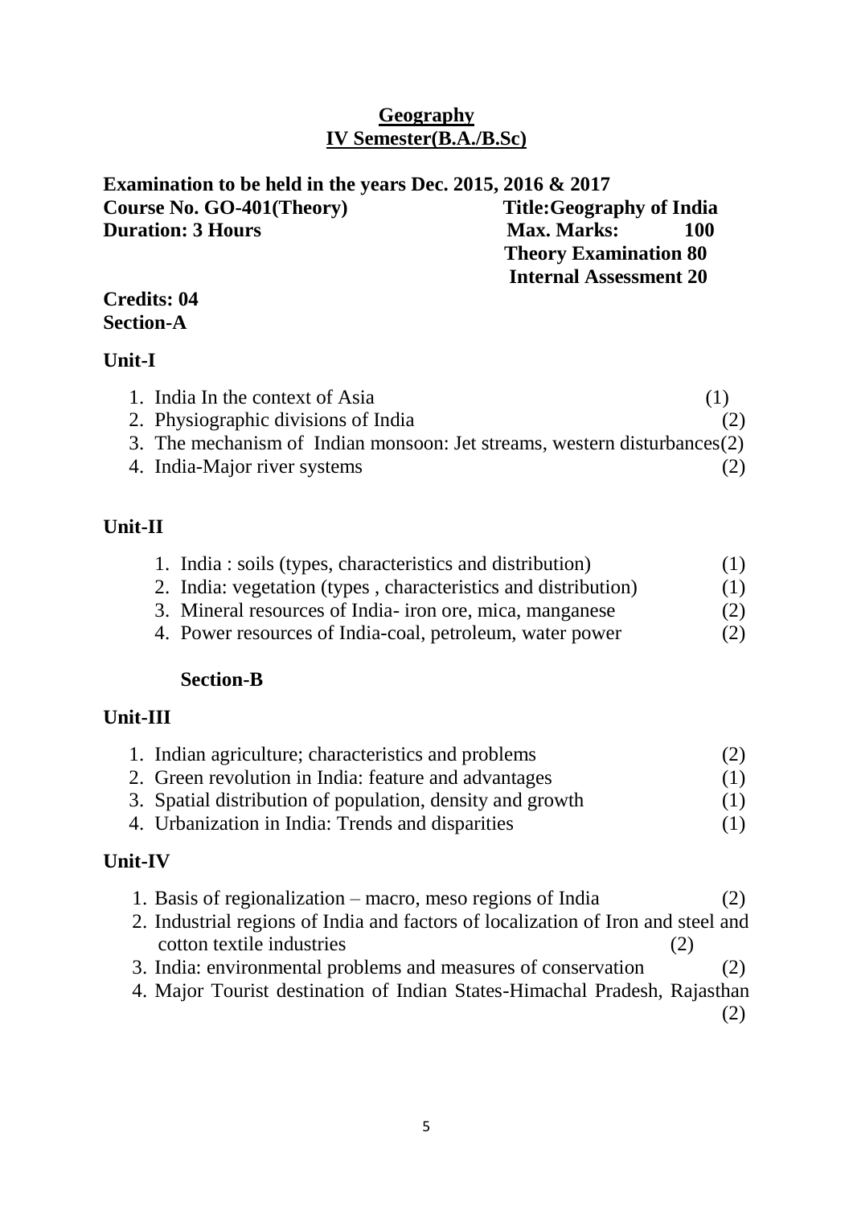# Geography
## IV Semester(B.A./B.Sc)

**Examination to be held in the years Dec. 2015, 2016 & 2017**

**Course No. GO-401(Theory)** **Title:Geography of India**

**Duration: 3 Hours** **Max. Marks: 100**

**Theory Examination 80**

**Internal Assessment 20**

**Credits: 04**

**Section-A**

**Unit-I**

1. India In the context of Asia (1)
2. Physiographic divisions of India (2)
3. The mechanism of Indian monsoon: Jet streams, western disturbances(2)
4. India-Major river systems (2)

**Unit-II**

1. India : soils (types, characteristics and distribution) (1)
2. India: vegetation (types , characteristics and distribution) (1)
3. Mineral resources of India- iron ore, mica, manganese (2)
4. Power resources of India-coal, petroleum, water power (2)

**Section-B**

**Unit-III**

1. Indian agriculture; characteristics and problems (2)
2. Green revolution in India: feature and advantages (1)
3. Spatial distribution of population, density and growth (1)
4. Urbanization in India: Trends and disparities (1)

**Unit-IV**

1. Basis of regionalization – macro, meso regions of India (2)
2. Industrial regions of India and factors of localization of Iron and steel and cotton textile industries (2)
3. India: environmental problems and measures of conservation (2)
4. Major Tourist destination of Indian States-Himachal Pradesh, Rajasthan (2)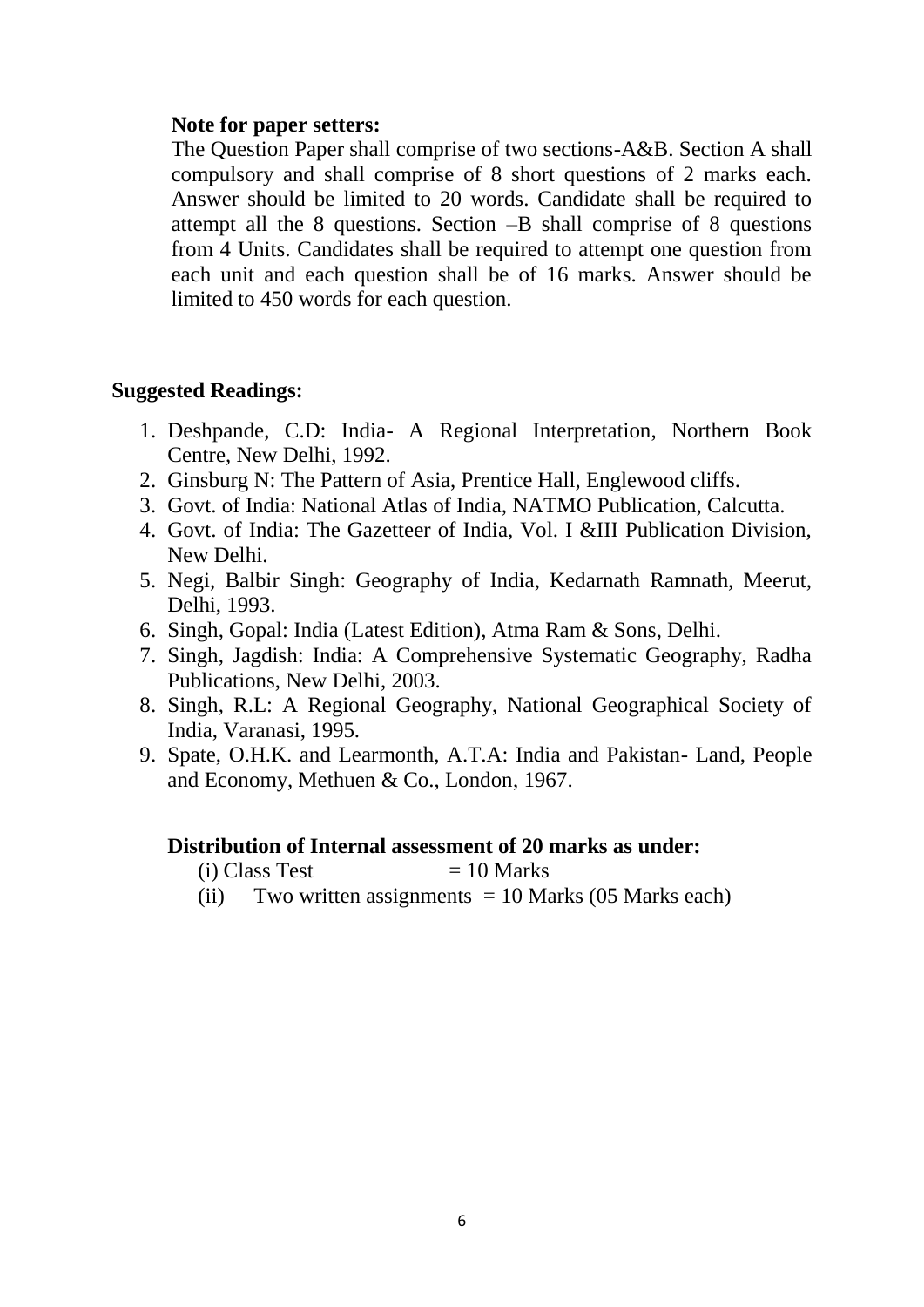**Note for paper setters:**

The Question Paper shall comprise of two sections-A&B. Section A shall compulsory and shall comprise of 8 short questions of 2 marks each. Answer should be limited to 20 words. Candidate shall be required to attempt all the 8 questions. Section –B shall comprise of 8 questions from 4 Units. Candidates shall be required to attempt one question from each unit and each question shall be of 16 marks. Answer should be limited to 450 words for each question.

**Suggested Readings:**

1. Deshpande, C.D: India- A Regional Interpretation, Northern Book Centre, New Delhi, 1992.
2. Ginsburg N: The Pattern of Asia, Prentice Hall, Englewood cliffs.
3. Govt. of India: National Atlas of India, NATMO Publication, Calcutta.
4. Govt. of India: The Gazetteer of India, Vol. I &III Publication Division, New Delhi.
5. Negi, Balbir Singh: Geography of India, Kedarnath Ramnath, Meerut, Delhi, 1993.
6. Singh, Gopal: India (Latest Edition), Atma Ram & Sons, Delhi.
7. Singh, Jagdish: India: A Comprehensive Systematic Geography, Radha Publications, New Delhi, 2003.
8. Singh, R.L: A Regional Geography, National Geographical Society of India, Varanasi, 1995.
9. Spate, O.H.K. and Learmonth, A.T.A: India and Pakistan- Land, People and Economy, Methuen & Co., London, 1967.

**Distribution of Internal assessment of 20 marks as under:**

(i) Class Test = 10 Marks

(ii) Two written assignments = 10 Marks (05 Marks each)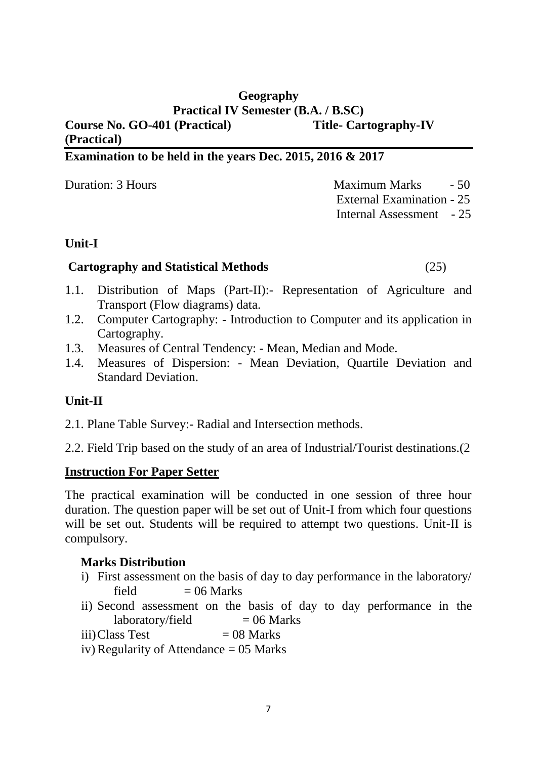**Geography**

**Practical IV Semester (B.A. / B.SC)**

**Course No. GO-401 (Practical) Title- Cartography-IV (Practical)**

**Examination to be held in the years Dec. 2015, 2016 & 2017**

Duration: 3 Hours

Maximum Marks - 50
External Examination - 25
Internal Assessment - 25

**Unit-I**

**Cartography and Statistical Methods** (25)

1.1. Distribution of Maps (Part-II):- Representation of Agriculture and Transport (Flow diagrams) data.
1.2. Computer Cartography: - Introduction to Computer and its application in Cartography.
1.3. Measures of Central Tendency: - Mean, Median and Mode.
1.4. Measures of Dispersion: - Mean Deviation, Quartile Deviation and Standard Deviation.

**Unit-II**

2.1. Plane Table Survey:- Radial and Intersection methods.

2.2. Field Trip based on the study of an area of Industrial/Tourist destinations.(2

**Instruction For Paper Setter**

The practical examination will be conducted in one session of three hour duration. The question paper will be set out of Unit-I from which four questions will be set out. Students will be required to attempt two questions. Unit-II is compulsory.

**Marks Distribution**

i) First assessment on the basis of day to day performance in the laboratory/ field = 06 Marks
ii) Second assessment on the basis of day to day performance in the laboratory/field = 06 Marks
iii) Class Test = 08 Marks
iv) Regularity of Attendance = 05 Marks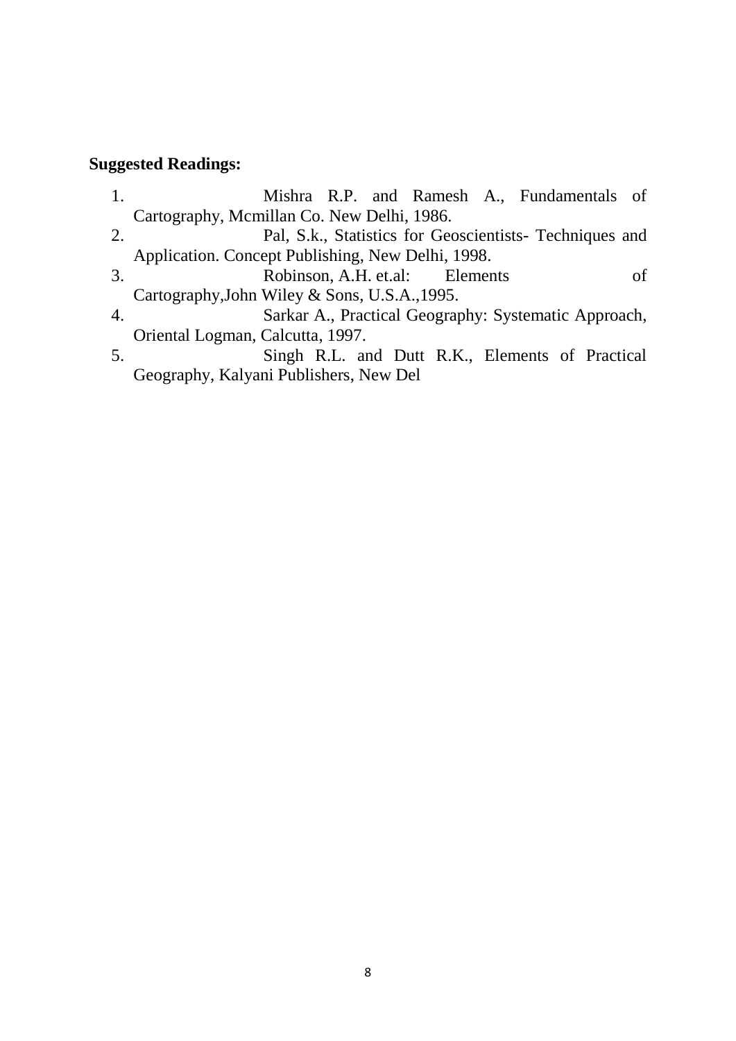**Suggested Readings:**

1. Mishra R.P. and Ramesh A., Fundamentals of Cartography, Mcmillan Co. New Delhi, 1986.
2. Pal, S.k., Statistics for Geoscientists- Techniques and Application. Concept Publishing, New Delhi, 1998.
3. Robinson, A.H. et.al: Elements of Cartography,John Wiley & Sons, U.S.A.,1995.
4. Sarkar A., Practical Geography: Systematic Approach, Oriental Logman, Calcutta, 1997.
5. Singh R.L. and Dutt R.K., Elements of Practical Geography, Kalyani Publishers, New Del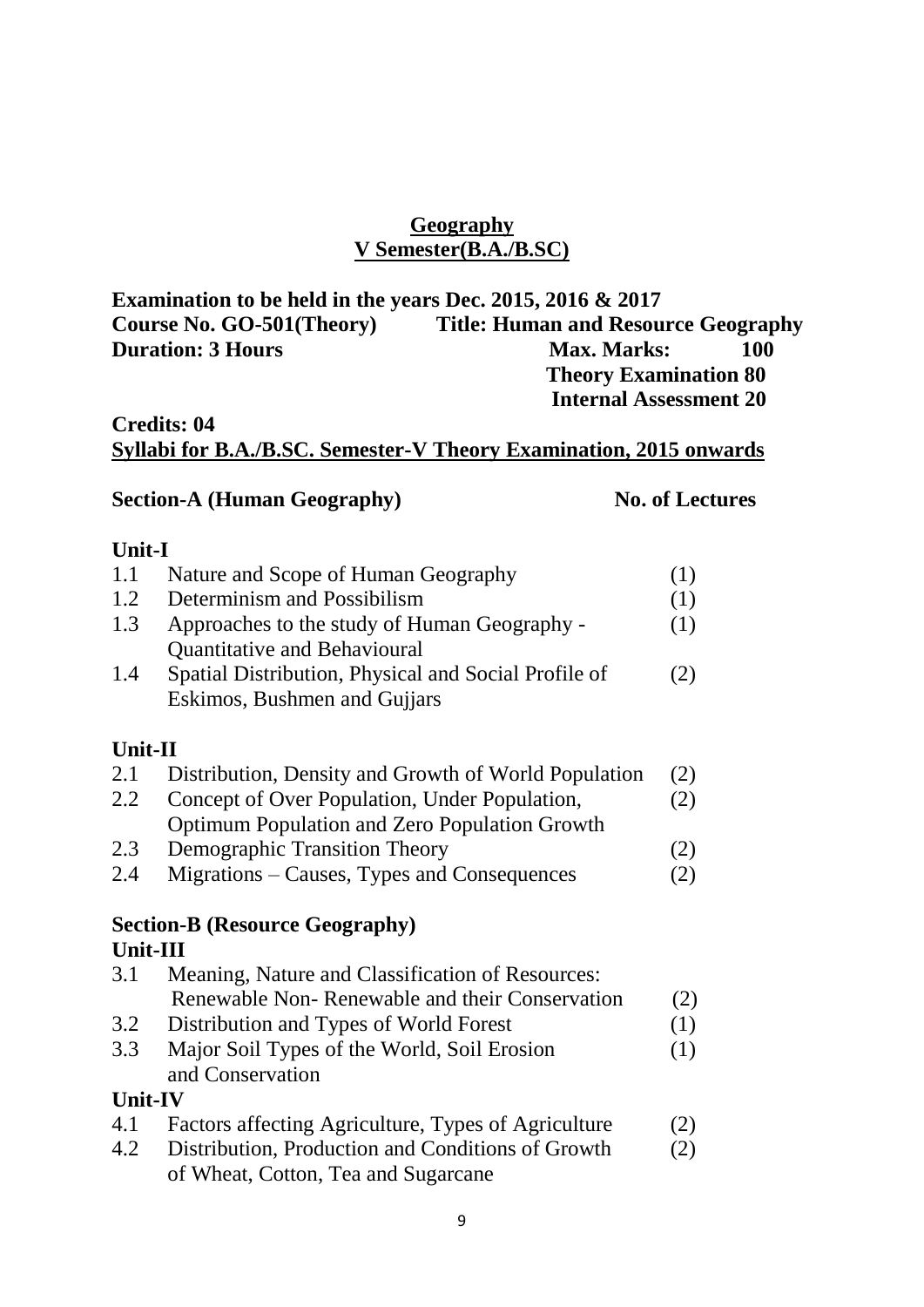# Geography
## V Semester(B.A./B.SC)

**Examination to be held in the years Dec. 2015, 2016 & 2017**

**Course No. GO-501(Theory)** **Title: Human and Resource Geography**

**Duration: 3 Hours** **Max. Marks: 100**

**Theory Examination 80**

**Internal Assessment 20**

**Credits: 04**

**Syllabi for B.A./B.SC. Semester-V Theory Examination, 2015 onwards**

| **Section-A (Human Geography)** | | **No. of Lectures** |
|---|---|---|
| **Unit-I** | | |
| 1.1 | Nature and Scope of Human Geography | (1) |
| 1.2 | Determinism and Possibilism | (1) |
| 1.3 | Approaches to the study of Human Geography - Quantitative and Behavioural | (1) |
| 1.4 | Spatial Distribution, Physical and Social Profile of Eskimos, Bushmen and Gujjars | (2) |
| **Unit-II** | | |
| 2.1 | Distribution, Density and Growth of World Population | (2) |
| 2.2 | Concept of Over Population, Under Population, Optimum Population and Zero Population Growth | (2) |
| 2.3 | Demographic Transition Theory | (2) |
| 2.4 | Migrations – Causes, Types and Consequences | (2) |
| **Section-B (Resource Geography)** | | |
| **Unit-III** | | |
| 3.1 | Meaning, Nature and Classification of Resources: Renewable Non- Renewable and their Conservation | (2) |
| 3.2 | Distribution and Types of World Forest | (1) |
| 3.3 | Major Soil Types of the World, Soil Erosion and Conservation | (1) |
| **Unit-IV** | | |
| 4.1 | Factors affecting Agriculture, Types of Agriculture | (2) |
| 4.2 | Distribution, Production and Conditions of Growth of Wheat, Cotton, Tea and Sugarcane | (2) |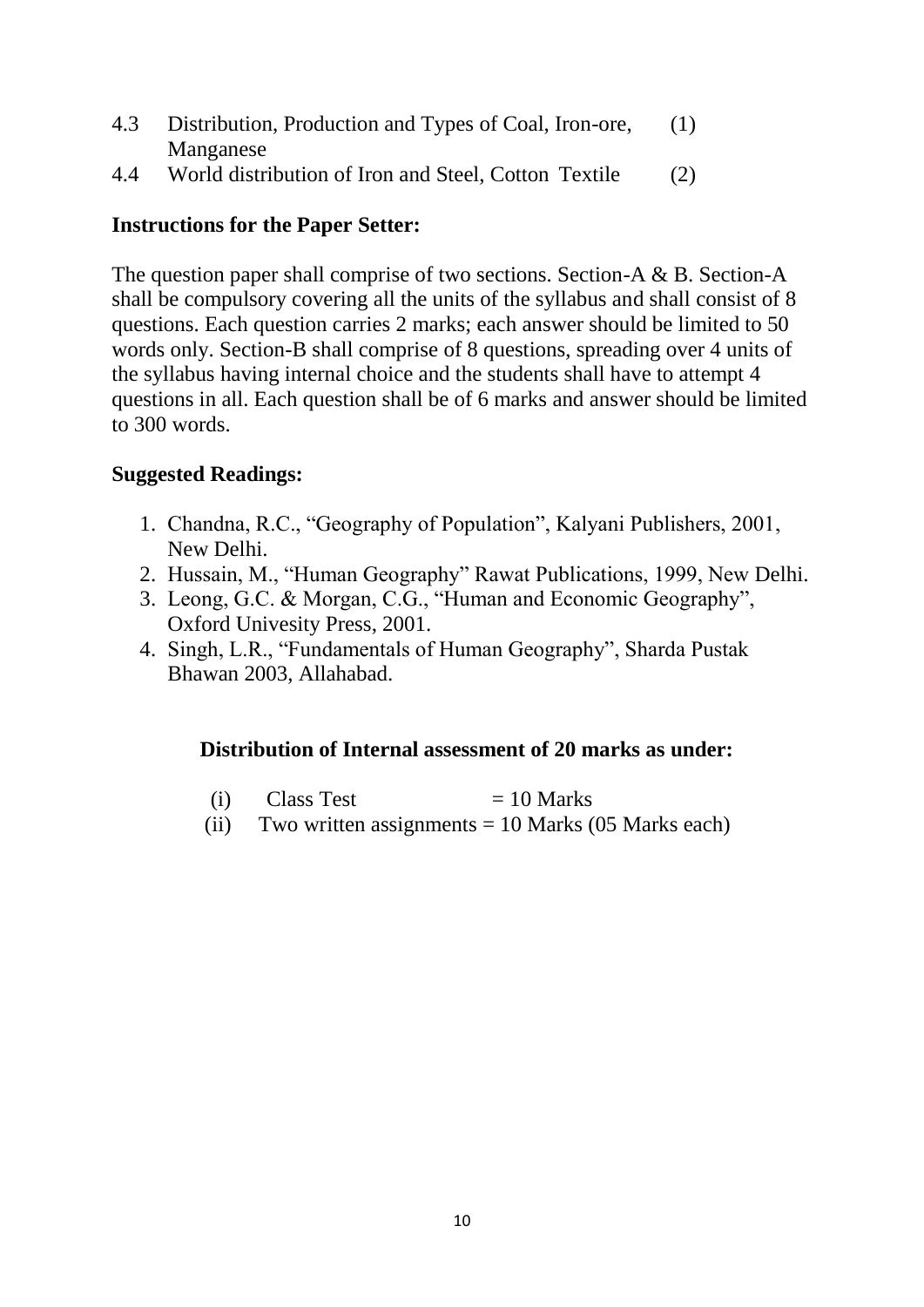4.3 Distribution, Production and Types of Coal, Iron-ore, Manganese (1)

4.4 World distribution of Iron and Steel, Cotton Textile (2)

**Instructions for the Paper Setter:**

The question paper shall comprise of two sections. Section-A & B. Section-A shall be compulsory covering all the units of the syllabus and shall consist of 8 questions. Each question carries 2 marks; each answer should be limited to 50 words only. Section-B shall comprise of 8 questions, spreading over 4 units of the syllabus having internal choice and the students shall have to attempt 4 questions in all. Each question shall be of 6 marks and answer should be limited to 300 words.

**Suggested Readings:**

1. Chandna, R.C., "Geography of Population", Kalyani Publishers, 2001, New Delhi.
2. Hussain, M., "Human Geography" Rawat Publications, 1999, New Delhi.
3. Leong, G.C. & Morgan, C.G., "Human and Economic Geography", Oxford Univesity Press, 2001.
4. Singh, L.R., "Fundamentals of Human Geography", Sharda Pustak Bhawan 2003, Allahabad.

**Distribution of Internal assessment of 20 marks as under:**

(i) Class Test = 10 Marks

(ii) Two written assignments = 10 Marks (05 Marks each)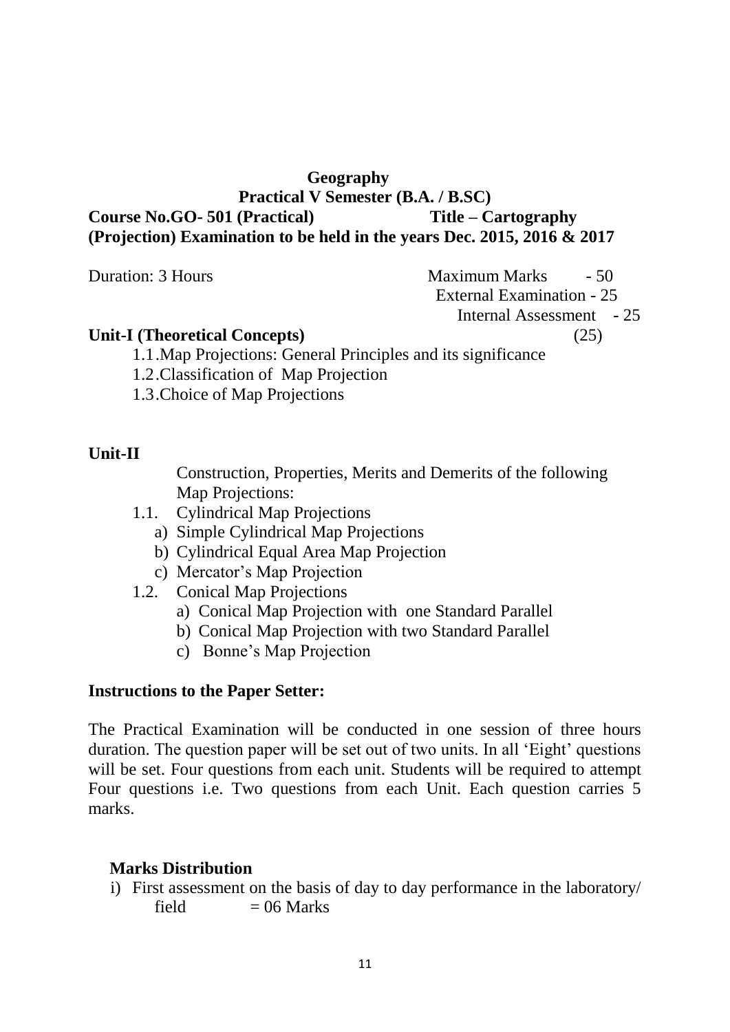**Geography**
**Practical V Semester (B.A. / B.SC)**
**Course No.GO- 501 (Practical) Title – Cartography (Projection) Examination to be held in the years Dec. 2015, 2016 & 2017**

Duration: 3 Hours

Maximum Marks - 50
External Examination - 25
Internal Assessment - 25

**Unit-I (Theoretical Concepts)** (25)

1.1. Map Projections: General Principles and its significance
1.2. Classification of Map Projection
1.3. Choice of Map Projections

**Unit-II**

Construction, Properties, Merits and Demerits of the following Map Projections:

1.1. Cylindrical Map Projections
   a) Simple Cylindrical Map Projections
   b) Cylindrical Equal Area Map Projection
   c) Mercator's Map Projection
1.2. Conical Map Projections
   a) Conical Map Projection with one Standard Parallel
   b) Conical Map Projection with two Standard Parallel
   c) Bonne's Map Projection

**Instructions to the Paper Setter:**

The Practical Examination will be conducted in one session of three hours duration. The question paper will be set out of two units. In all 'Eight' questions will be set. Four questions from each unit. Students will be required to attempt Four questions i.e. Two questions from each Unit. Each question carries 5 marks.

**Marks Distribution**

i) First assessment on the basis of day to day performance in the laboratory/ field = 06 Marks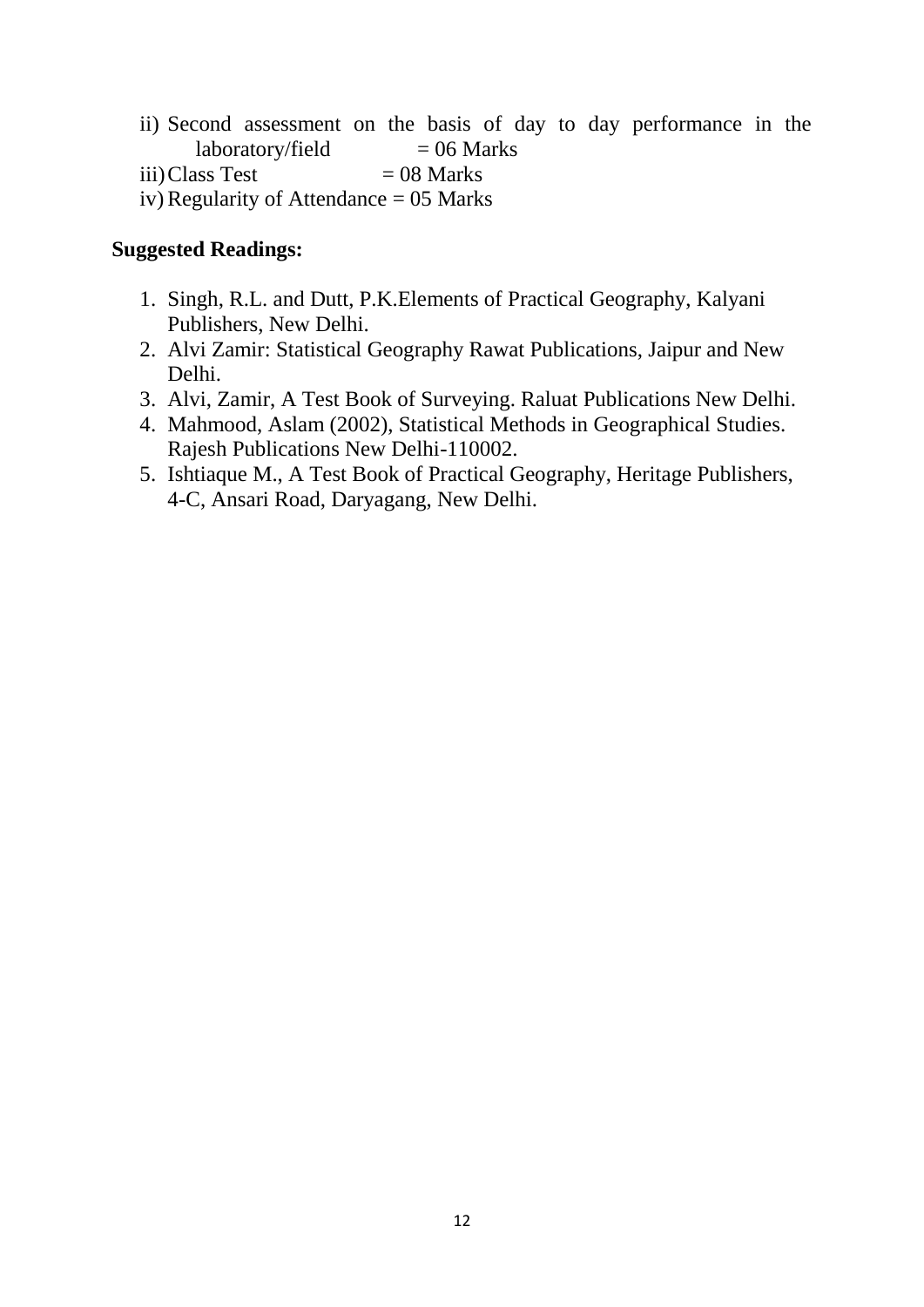ii) Second assessment on the basis of day to day performance in the laboratory/field = 06 Marks

iii) Class Test = 08 Marks

iv) Regularity of Attendance = 05 Marks

**Suggested Readings:**

1. Singh, R.L. and Dutt, P.K.Elements of Practical Geography, Kalyani Publishers, New Delhi.
2. Alvi Zamir: Statistical Geography Rawat Publications, Jaipur and New Delhi.
3. Alvi, Zamir, A Test Book of Surveying. Raluat Publications New Delhi.
4. Mahmood, Aslam (2002), Statistical Methods in Geographical Studies. Rajesh Publications New Delhi-110002.
5. Ishtiaque M., A Test Book of Practical Geography, Heritage Publishers, 4-C, Ansari Road, Daryagang, New Delhi.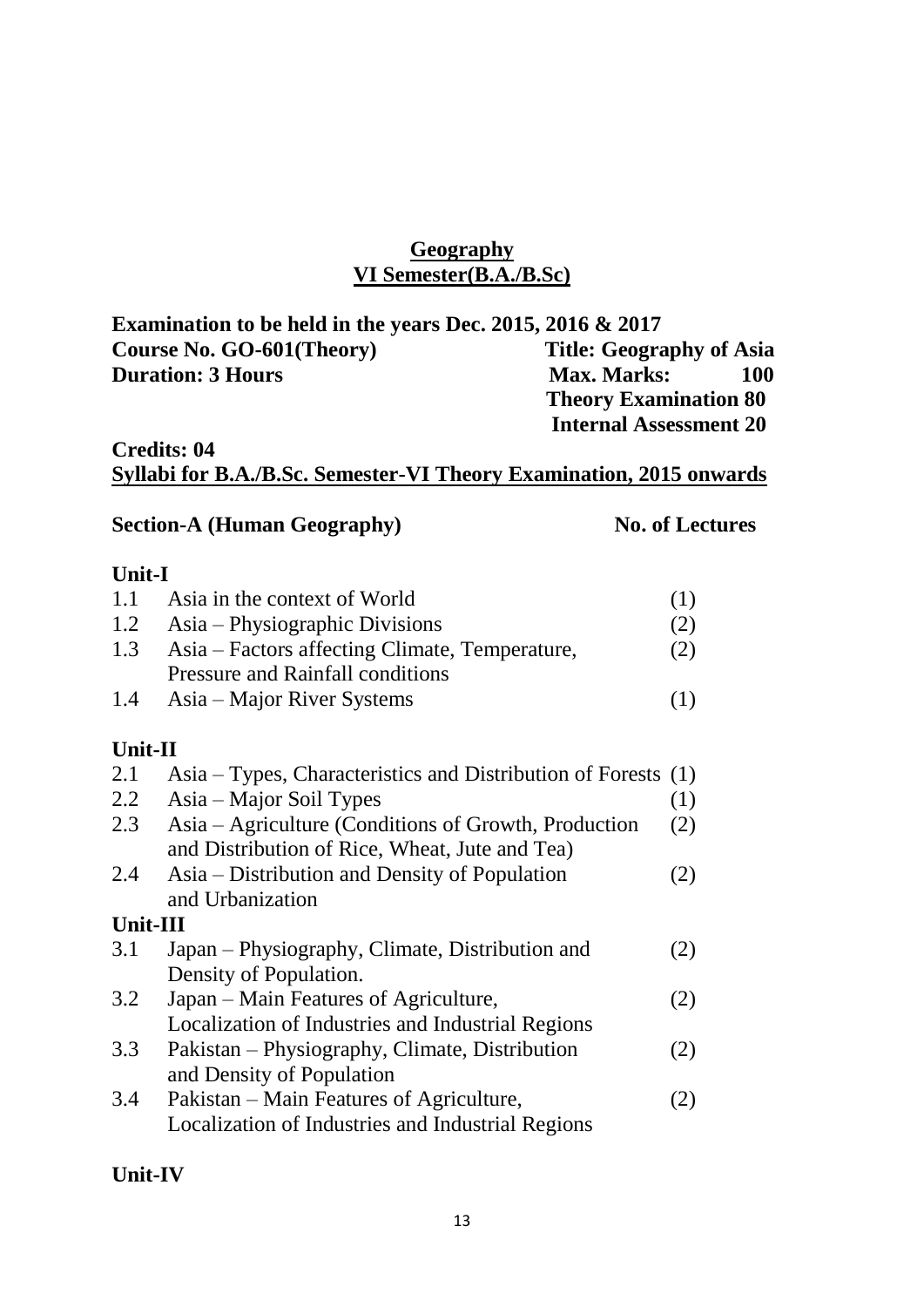## Geography
## VI Semester(B.A./B.Sc)

**Examination to be held in the years Dec. 2015, 2016 & 2017**

**Course No. GO-601(Theory)** | **Title: Geography of Asia**

**Duration: 3 Hours** | **Max. Marks: 100**

**Theory Examination 80**

**Internal Assessment 20**

**Credits: 04**

**Syllabi for B.A./B.Sc. Semester-VI Theory Examination, 2015 onwards**

**Section-A (Human Geography)** | **No. of Lectures**

**Unit-I**

| | | |
|---|---|---|
| 1.1 | Asia in the context of World | (1) |
| 1.2 | Asia – Physiographic Divisions | (2) |
| 1.3 | Asia – Factors affecting Climate, Temperature, Pressure and Rainfall conditions | (2) |
| 1.4 | Asia – Major River Systems | (1) |

**Unit-II**

| | | |
|---|---|---|
| 2.1 | Asia – Types, Characteristics and Distribution of Forests | (1) |
| 2.2 | Asia – Major Soil Types | (1) |
| 2.3 | Asia – Agriculture (Conditions of Growth, Production and Distribution of Rice, Wheat, Jute and Tea) | (2) |
| 2.4 | Asia – Distribution and Density of Population and Urbanization | (2) |

**Unit-III**

| | | |
|---|---|---|
| 3.1 | Japan – Physiography, Climate, Distribution and Density of Population. | (2) |
| 3.2 | Japan – Main Features of Agriculture, Localization of Industries and Industrial Regions | (2) |
| 3.3 | Pakistan – Physiography, Climate, Distribution and Density of Population | (2) |
| 3.4 | Pakistan – Main Features of Agriculture, Localization of Industries and Industrial Regions | (2) |

**Unit-IV**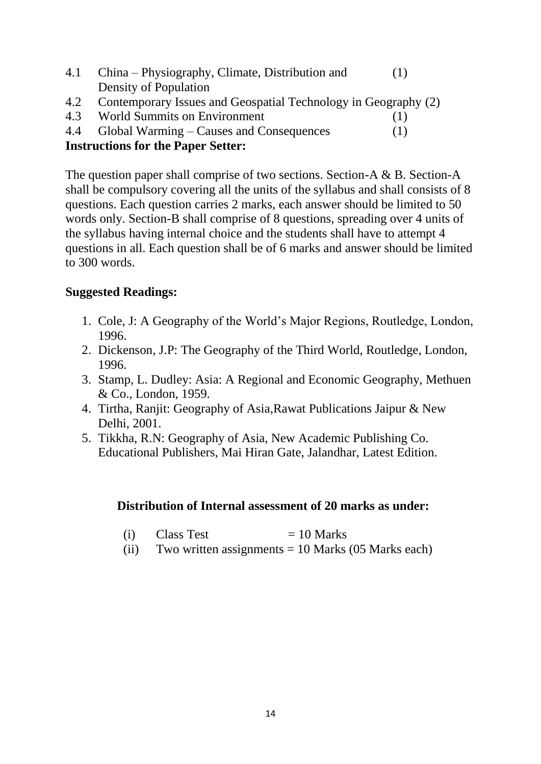4.1 China – Physiography, Climate, Distribution and Density of Population (1)

4.2 Contemporary Issues and Geospatial Technology in Geography (2)

4.3 World Summits on Environment (1)

4.4 Global Warming – Causes and Consequences (1)

**Instructions for the Paper Setter:**

The question paper shall comprise of two sections. Section-A & B. Section-A shall be compulsory covering all the units of the syllabus and shall consists of 8 questions. Each question carries 2 marks, each answer should be limited to 50 words only. Section-B shall comprise of 8 questions, spreading over 4 units of the syllabus having internal choice and the students shall have to attempt 4 questions in all. Each question shall be of 6 marks and answer should be limited to 300 words.

**Suggested Readings:**

1. Cole, J: A Geography of the World's Major Regions, Routledge, London, 1996.
2. Dickenson, J.P: The Geography of the Third World, Routledge, London, 1996.
3. Stamp, L. Dudley: Asia: A Regional and Economic Geography, Methuen & Co., London, 1959.
4. Tirtha, Ranjit: Geography of Asia,Rawat Publications Jaipur & New Delhi, 2001.
5. Tikkha, R.N: Geography of Asia, New Academic Publishing Co. Educational Publishers, Mai Hiran Gate, Jalandhar, Latest Edition.

**Distribution of Internal assessment of 20 marks as under:**

(i) Class Test = 10 Marks

(ii) Two written assignments = 10 Marks (05 Marks each)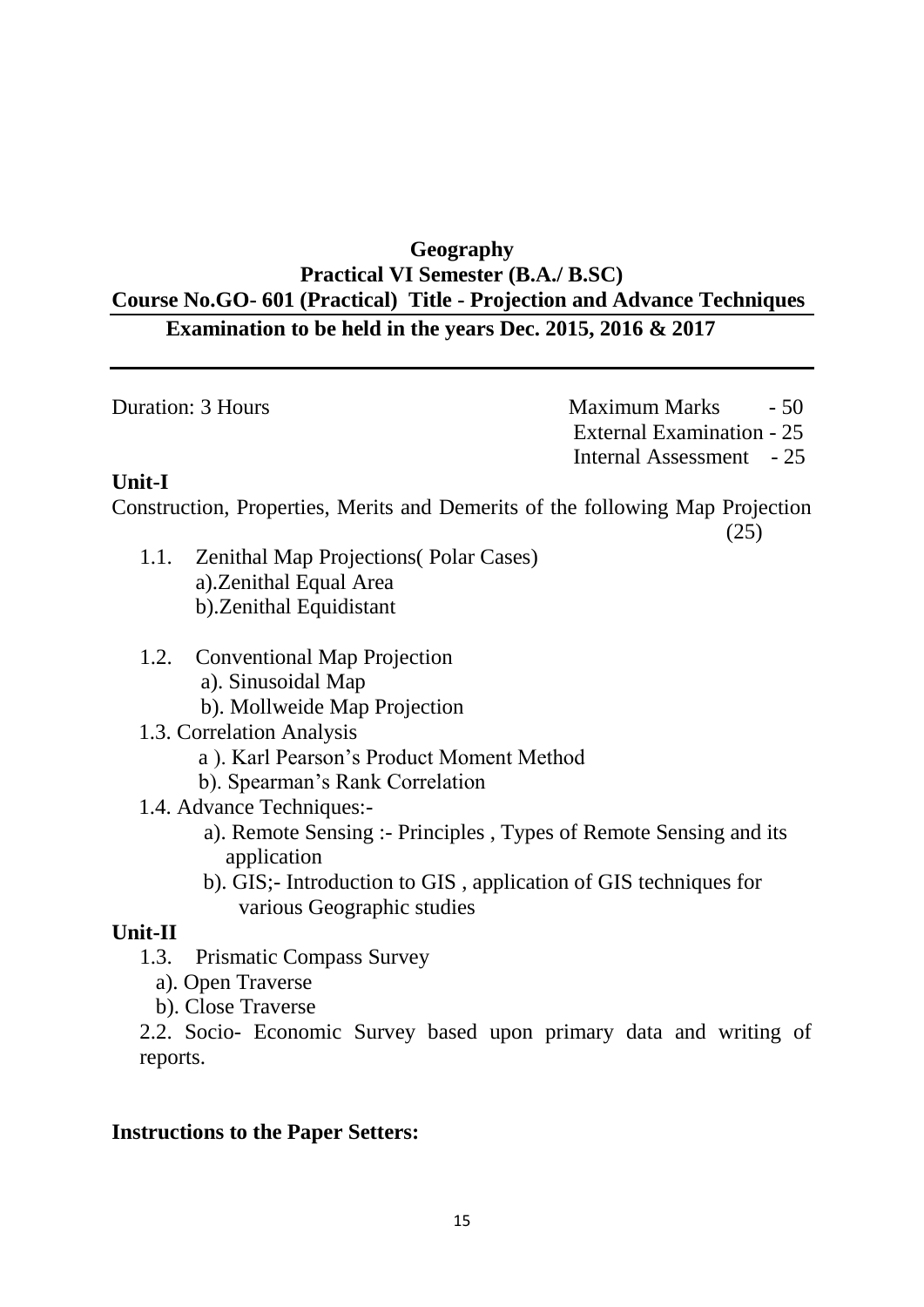# Geography

## Practical VI Semester (B.A./ B.SC)

## Course No.GO- 601 (Practical) Title - Projection and Advance Techniques

### Examination to be held in the years Dec. 2015, 2016 & 2017

---

Duration: 3 Hours

Maximum Marks - 50
External Examination - 25
Internal Assessment - 25

**Unit-I**

Construction, Properties, Merits and Demerits of the following Map Projection (25)

1.1. Zenithal Map Projections( Polar Cases)
    a).Zenithal Equal Area
    b).Zenithal Equidistant

1.2. Conventional Map Projection
    a). Sinusoidal Map
    b). Mollweide Map Projection

1.3. Correlation Analysis
    a ). Karl Pearson's Product Moment Method
    b). Spearman's Rank Correlation

1.4. Advance Techniques:-
    a). Remote Sensing :- Principles , Types of Remote Sensing and its application
    b). GIS;- Introduction to GIS , application of GIS techniques for various Geographic studies

**Unit-II**

1.3. Prismatic Compass Survey
    a). Open Traverse
    b). Close Traverse

2.2. Socio- Economic Survey based upon primary data and writing of reports.

**Instructions to the Paper Setters:**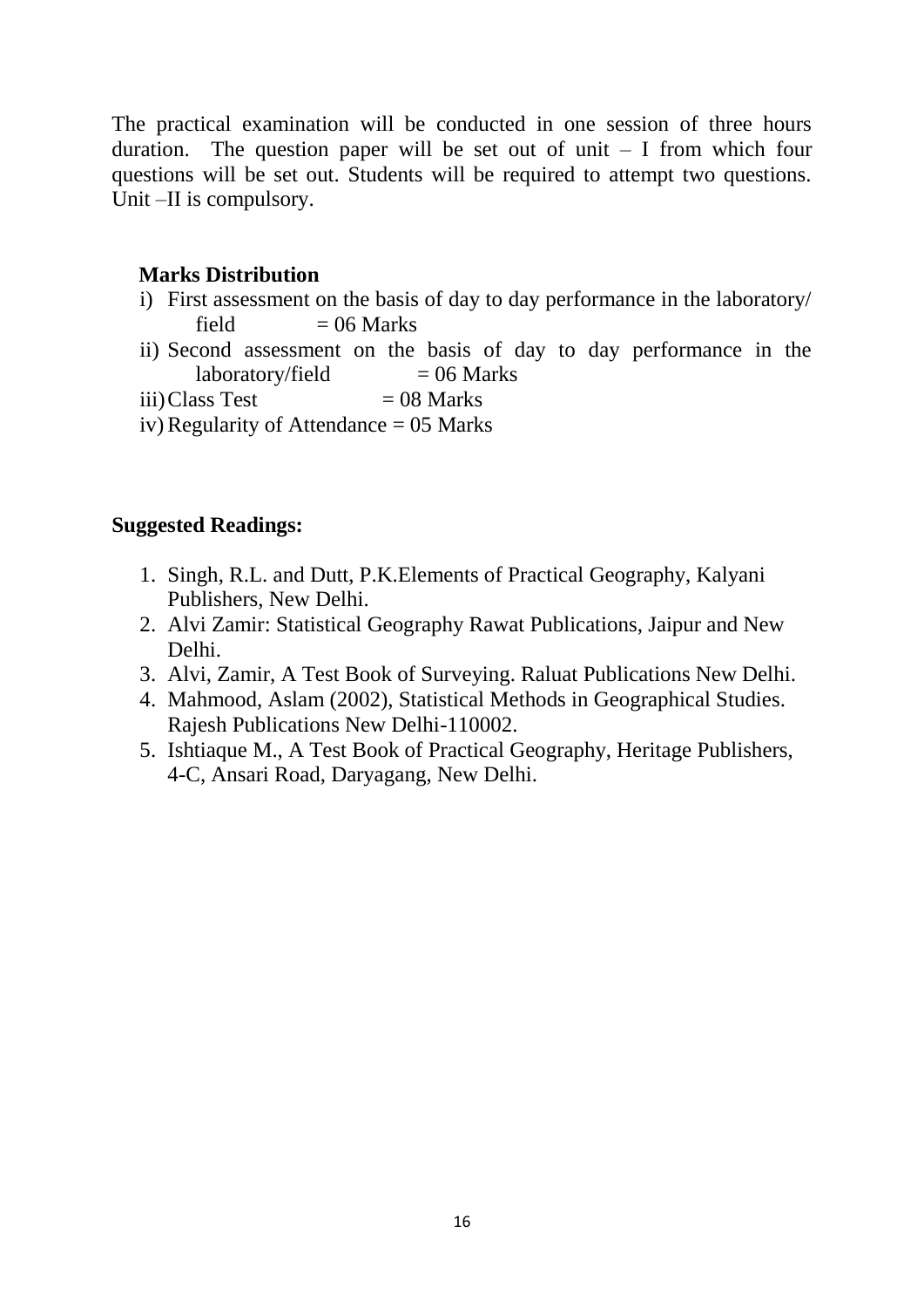The practical examination will be conducted in one session of three hours duration. The question paper will be set out of unit – I from which four questions will be set out. Students will be required to attempt two questions. Unit –II is compulsory.

**Marks Distribution**

i) First assessment on the basis of day to day performance in the laboratory/ field = 06 Marks
ii) Second assessment on the basis of day to day performance in the laboratory/field = 06 Marks
iii) Class Test = 08 Marks
iv) Regularity of Attendance = 05 Marks

**Suggested Readings:**

1. Singh, R.L. and Dutt, P.K.Elements of Practical Geography, Kalyani Publishers, New Delhi.
2. Alvi Zamir: Statistical Geography Rawat Publications, Jaipur and New Delhi.
3. Alvi, Zamir, A Test Book of Surveying. Raluat Publications New Delhi.
4. Mahmood, Aslam (2002), Statistical Methods in Geographical Studies. Rajesh Publications New Delhi-110002.
5. Ishtiaque M., A Test Book of Practical Geography, Heritage Publishers, 4-C, Ansari Road, Daryagang, New Delhi.